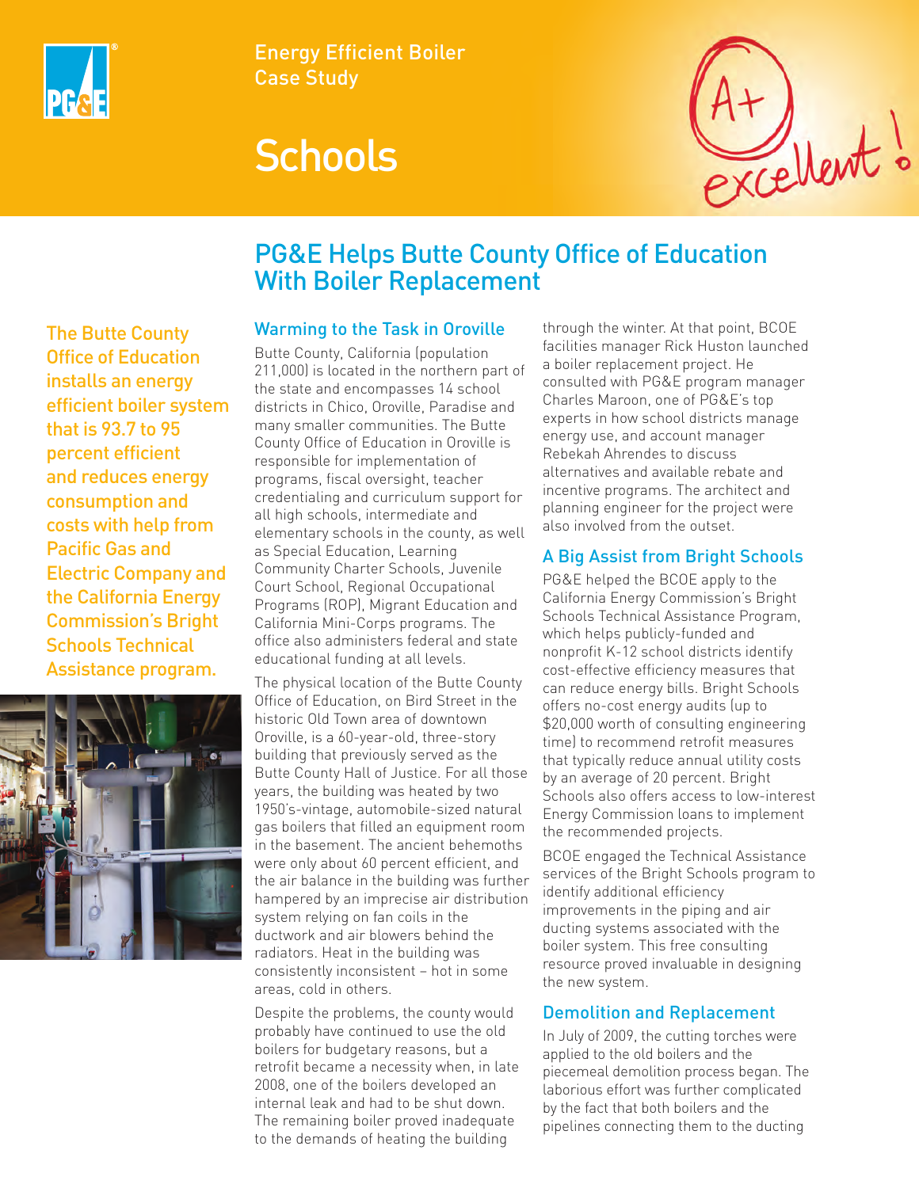Energy Efficient Boiler Case Study

# Schools

## PG&E Helps Butte County Office of Education With Boiler Replacement

The Butte County Office of Education installs an energy efficient boiler system that is 93.7 to 95 percent efficient and reduces energy consumption and costs with help from Pacific Gas and Electric Company and the California Energy Commission's Bright Schools Technical Assistance program.

### Warming to the Task in Oroville

Butte County, California (population 211,000) is located in the northern part of the state and encompasses 14 school districts in Chico, Oroville, Paradise and many smaller communities. The Butte County Office of Education in Oroville is responsible for implementation of programs, fiscal oversight, teacher credentialing and curriculum support for all high schools, intermediate and elementary schools in the county, as well as Special Education, Learning Community Charter Schools, Juvenile Court School, Regional Occupational Programs (ROP), Migrant Education and California Mini-Corps programs. The office also administers federal and state educational funding at all levels.

The physical location of the Butte County Office of Education, on Bird Street in the historic Old Town area of downtown Oroville, is a 60-year-old, three-story building that previously served as the Butte County Hall of Justice. For all those years, the building was heated by two 1950's-vintage, automobile-sized natural gas boilers that filled an equipment room in the basement. The ancient behemoths were only about 60 percent efficient, and the air balance in the building was further hampered by an imprecise air distribution system relying on fan coils in the ductwork and air blowers behind the radiators. Heat in the building was consistently inconsistent – hot in some areas, cold in others.

Despite the problems, the county would probably have continued to use the old boilers for budgetary reasons, but a retrofit became a necessity when, in late 2008, one of the boilers developed an internal leak and had to be shut down. The remaining boiler proved inadequate to the demands of heating the building through the winter. At that point, BCOE facilities manager Rick Huston launched a boiler replacement project. He consulted with PG&E program manager Charles Maroon, one of PG&E's top experts in how school districts manage energy use, and account manager Rebekah Ahrendes to discuss alternatives and available rebate and incentive programs. The architect and planning engineer for the project were also involved from the outset.

### A Big Assist from Bright Schools

PG&E helped the BCOE apply to the California Energy Commission's Bright Schools Technical Assistance Program, which helps publicly-funded and nonprofit K-12 school districts identify cost-effective efficiency measures that can reduce energy bills. Bright Schools offers no-cost energy audits (up to $20,000 worth of consulting engineering time) to recommend retrofit measures that typically reduce annual utility costs by an average of 20 percent. Bright Schools also offers access to low-interest Energy Commission loans to implement the recommended projects.

BCOE engaged the Technical Assistance services of the Bright Schools program to identify additional efficiency improvements in the piping and air ducting systems associated with the boiler system. This free consulting resource proved invaluable in designing the new system.

### Demolition and Replacement

In July of 2009, the cutting torches were applied to the old boilers and the piecemeal demolition process began. The laborious effort was further complicated by the fact that both boilers and the pipelines connecting them to the ducting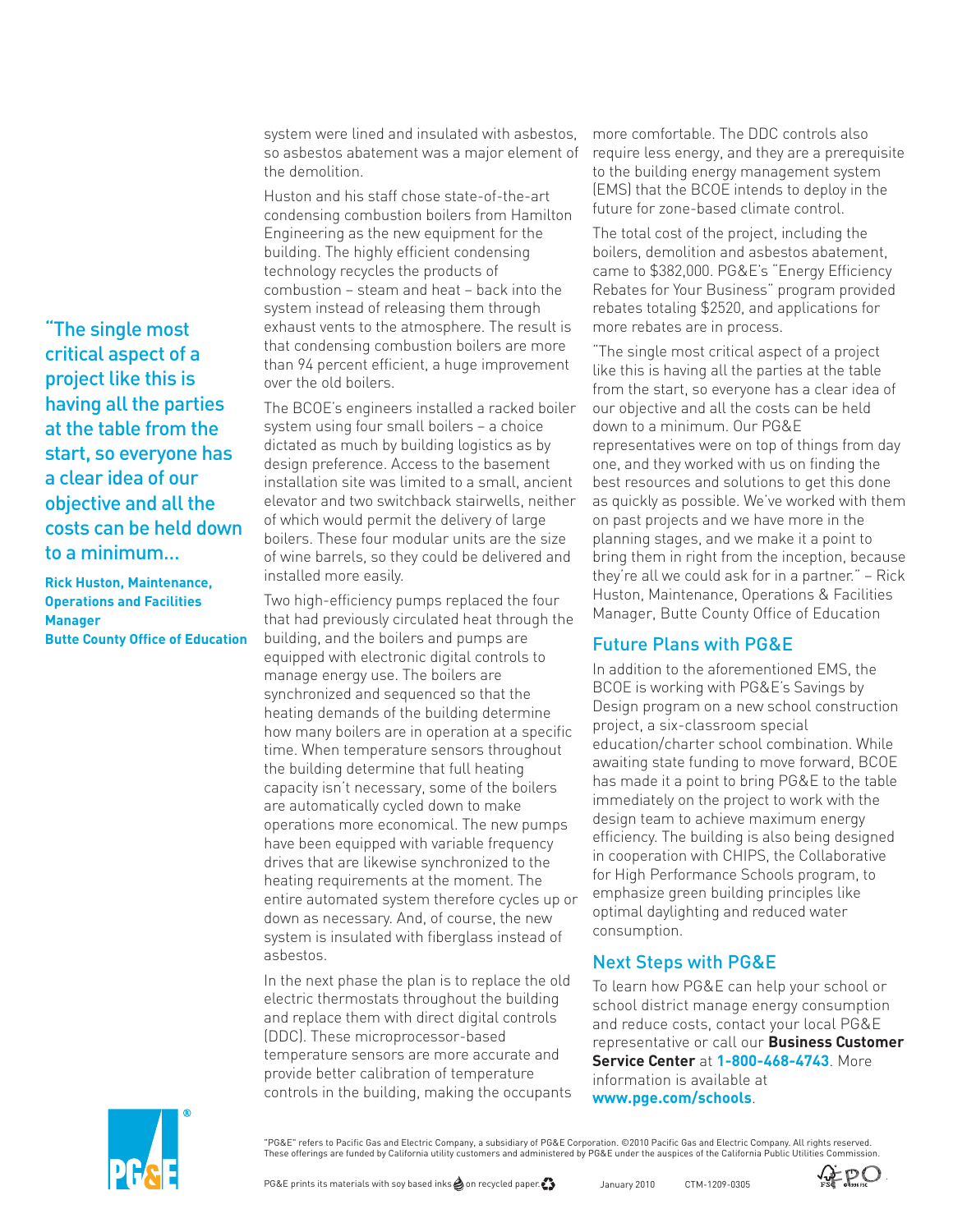> "The single most critical aspect of a project like this is having all the parties at the table from the start, so everyone has a clear idea of our objective and all the costs can be held down to a minimum...
>
> **Rick Huston, Maintenance, Operations and Facilities Manager**
> **Butte County Office of Education**

system were lined and insulated with asbestos, so asbestos abatement was a major element of the demolition.

Huston and his staff chose state-of-the-art condensing combustion boilers from Hamilton Engineering as the new equipment for the building. The highly efficient condensing technology recycles the products of combustion – steam and heat – back into the system instead of releasing them through exhaust vents to the atmosphere. The result is that condensing combustion boilers are more than 94 percent efficient, a huge improvement over the old boilers.

The BCOE's engineers installed a racked boiler system using four small boilers – a choice dictated as much by building logistics as by design preference. Access to the basement installation site was limited to a small, ancient elevator and two switchback stairwells, neither of which would permit the delivery of large boilers. These four modular units are the size of wine barrels, so they could be delivered and installed more easily.

Two high-efficiency pumps replaced the four that had previously circulated heat through the building, and the boilers and pumps are equipped with electronic digital controls to manage energy use. The boilers are synchronized and sequenced so that the heating demands of the building determine how many boilers are in operation at a specific time. When temperature sensors throughout the building determine that full heating capacity isn't necessary, some of the boilers are automatically cycled down to make operations more economical. The new pumps have been equipped with variable frequency drives that are likewise synchronized to the heating requirements at the moment. The entire automated system therefore cycles up or down as necessary. And, of course, the new system is insulated with fiberglass instead of asbestos.

In the next phase the plan is to replace the old electric thermostats throughout the building and replace them with direct digital controls (DDC). These microprocessor-based temperature sensors are more accurate and provide better calibration of temperature controls in the building, making the occupants more comfortable. The DDC controls also require less energy, and they are a prerequisite to the building energy management system (EMS) that the BCOE intends to deploy in the future for zone-based climate control.

The total cost of the project, including the boilers, demolition and asbestos abatement, came to $382,000. PG&E's "Energy Efficiency Rebates for Your Business" program provided rebates totaling $2520, and applications for more rebates are in process.

"The single most critical aspect of a project like this is having all the parties at the table from the start, so everyone has a clear idea of our objective and all the costs can be held down to a minimum. Our PG&E representatives were on top of things from day one, and they worked with us on finding the best resources and solutions to get this done as quickly as possible. We've worked with them on past projects and we have more in the planning stages, and we make it a point to bring them in right from the inception, because they're all we could ask for in a partner." – Rick Huston, Maintenance, Operations & Facilities Manager, Butte County Office of Education

## Future Plans with PG&E

In addition to the aforementioned EMS, the BCOE is working with PG&E's Savings by Design program on a new school construction project, a six-classroom special education/charter school combination. While awaiting state funding to move forward, BCOE has made it a point to bring PG&E to the table immediately on the project to work with the design team to achieve maximum energy efficiency. The building is also being designed in cooperation with CHIPS, the Collaborative for High Performance Schools program, to emphasize green building principles like optimal daylighting and reduced water consumption.

## Next Steps with PG&E

To learn how PG&E can help your school or school district manage energy consumption and reduce costs, contact your local PG&E representative or call our **Business Customer Service Center** at **1-800-468-4743**. More information is available at **www.pge.com/schools**.

"PG&E" refers to Pacific Gas and Electric Company, a subsidiary of PG&E Corporation. ©2010 Pacific Gas and Electric Company. All rights reserved. These offerings are funded by California utility customers and administered by PG&E under the auspices of the California Public Utilities Commission.

PG&E prints its materials with soy based inks on recycled paper.

January 2010 CTM-1209-0305